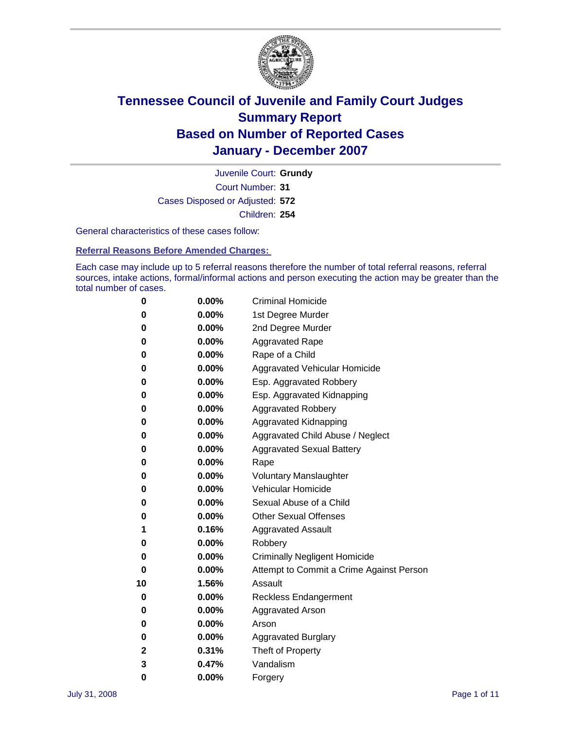# Tennessee Council of Juvenile and Family Court Judges
## Summary Report
## Based on Number of Reported Cases
## January - December 2007

Juvenile Court: **Grundy**
Court Number: **31**
Cases Disposed or Adjusted: **572**
Children: **254**

General characteristics of these cases follow:

### Referral Reasons Before Amended Charges:

Each case may include up to 5 referral reasons therefore the number of total referral reasons, referral sources, intake actions, formal/informal actions and person executing the action may be greater than the total number of cases.

| | | |
|---|---|---|
| 0 | 0.00% | Criminal Homicide |
| 0 | 0.00% | 1st Degree Murder |
| 0 | 0.00% | 2nd Degree Murder |
| 0 | 0.00% | Aggravated Rape |
| 0 | 0.00% | Rape of a Child |
| 0 | 0.00% | Aggravated Vehicular Homicide |
| 0 | 0.00% | Esp. Aggravated Robbery |
| 0 | 0.00% | Esp. Aggravated Kidnapping |
| 0 | 0.00% | Aggravated Robbery |
| 0 | 0.00% | Aggravated Kidnapping |
| 0 | 0.00% | Aggravated Child Abuse / Neglect |
| 0 | 0.00% | Aggravated Sexual Battery |
| 0 | 0.00% | Rape |
| 0 | 0.00% | Voluntary Manslaughter |
| 0 | 0.00% | Vehicular Homicide |
| 0 | 0.00% | Sexual Abuse of a Child |
| 0 | 0.00% | Other Sexual Offenses |
| 1 | 0.16% | Aggravated Assault |
| 0 | 0.00% | Robbery |
| 0 | 0.00% | Criminally Negligent Homicide |
| 0 | 0.00% | Attempt to Commit a Crime Against Person |
| 10 | 1.56% | Assault |
| 0 | 0.00% | Reckless Endangerment |
| 0 | 0.00% | Aggravated Arson |
| 0 | 0.00% | Arson |
| 0 | 0.00% | Aggravated Burglary |
| 2 | 0.31% | Theft of Property |
| 3 | 0.47% | Vandalism |
| 0 | 0.00% | Forgery |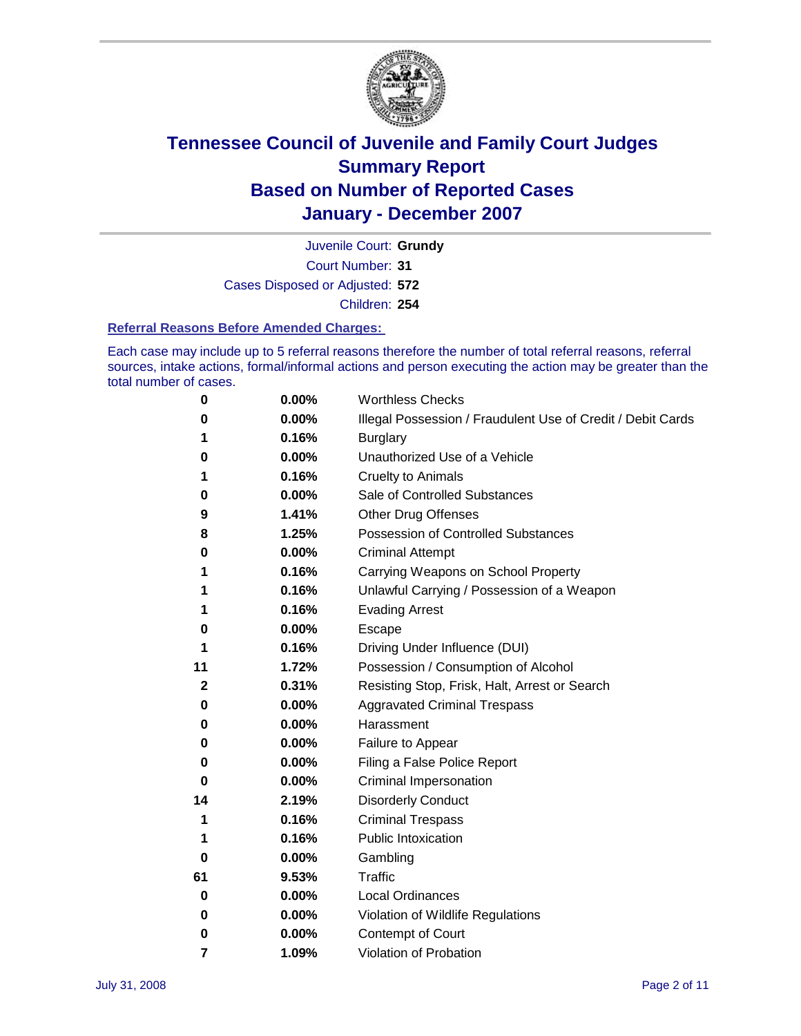# Tennessee Council of Juvenile and Family Court Judges
## Summary Report
## Based on Number of Reported Cases
## January - December 2007

Juvenile Court: **Grundy**

Court Number: **31**

Cases Disposed or Adjusted: **572**

Children: **254**

### Referral Reasons Before Amended Charges:

Each case may include up to 5 referral reasons therefore the number of total referral reasons, referral sources, intake actions, formal/informal actions and person executing the action may be greater than the total number of cases.

| | | |
|---|---|---|
| 0 | 0.00% | Worthless Checks |
| 0 | 0.00% | Illegal Possession / Fraudulent Use of Credit / Debit Cards |
| 1 | 0.16% | Burglary |
| 0 | 0.00% | Unauthorized Use of a Vehicle |
| 1 | 0.16% | Cruelty to Animals |
| 0 | 0.00% | Sale of Controlled Substances |
| 9 | 1.41% | Other Drug Offenses |
| 8 | 1.25% | Possession of Controlled Substances |
| 0 | 0.00% | Criminal Attempt |
| 1 | 0.16% | Carrying Weapons on School Property |
| 1 | 0.16% | Unlawful Carrying / Possession of a Weapon |
| 1 | 0.16% | Evading Arrest |
| 0 | 0.00% | Escape |
| 1 | 0.16% | Driving Under Influence (DUI) |
| 11 | 1.72% | Possession / Consumption of Alcohol |
| 2 | 0.31% | Resisting Stop, Frisk, Halt, Arrest or Search |
| 0 | 0.00% | Aggravated Criminal Trespass |
| 0 | 0.00% | Harassment |
| 0 | 0.00% | Failure to Appear |
| 0 | 0.00% | Filing a False Police Report |
| 0 | 0.00% | Criminal Impersonation |
| 14 | 2.19% | Disorderly Conduct |
| 1 | 0.16% | Criminal Trespass |
| 1 | 0.16% | Public Intoxication |
| 0 | 0.00% | Gambling |
| 61 | 9.53% | Traffic |
| 0 | 0.00% | Local Ordinances |
| 0 | 0.00% | Violation of Wildlife Regulations |
| 0 | 0.00% | Contempt of Court |
| 7 | 1.09% | Violation of Probation |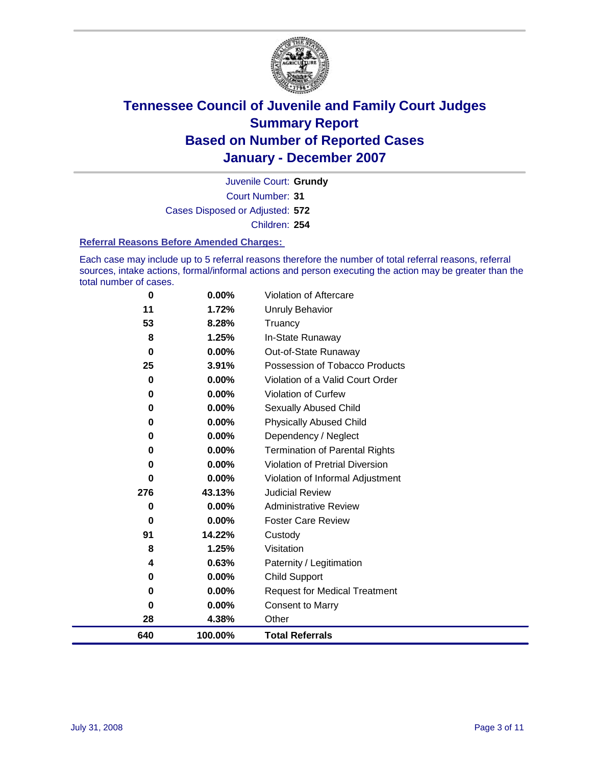# Tennessee Council of Juvenile and Family Court Judges
## Summary Report
## Based on Number of Reported Cases
## January - December 2007

Juvenile Court: **Grundy**

Court Number: **31**

Cases Disposed or Adjusted: **572**

Children: **254**

### Referral Reasons Before Amended Charges:

Each case may include up to 5 referral reasons therefore the number of total referral reasons, referral sources, intake actions, formal/informal actions and person executing the action may be greater than the total number of cases.

| Count | Percent | Referral Reason |
|---|---|---|
| 0 | 0.00% | Violation of Aftercare |
| 11 | 1.72% | Unruly Behavior |
| 53 | 8.28% | Truancy |
| 8 | 1.25% | In-State Runaway |
| 0 | 0.00% | Out-of-State Runaway |
| 25 | 3.91% | Possession of Tobacco Products |
| 0 | 0.00% | Violation of a Valid Court Order |
| 0 | 0.00% | Violation of Curfew |
| 0 | 0.00% | Sexually Abused Child |
| 0 | 0.00% | Physically Abused Child |
| 0 | 0.00% | Dependency / Neglect |
| 0 | 0.00% | Termination of Parental Rights |
| 0 | 0.00% | Violation of Pretrial Diversion |
| 0 | 0.00% | Violation of Informal Adjustment |
| 276 | 43.13% | Judicial Review |
| 0 | 0.00% | Administrative Review |
| 0 | 0.00% | Foster Care Review |
| 91 | 14.22% | Custody |
| 8 | 1.25% | Visitation |
| 4 | 0.63% | Paternity / Legitimation |
| 0 | 0.00% | Child Support |
| 0 | 0.00% | Request for Medical Treatment |
| 0 | 0.00% | Consent to Marry |
| 28 | 4.38% | Other |
| **640** | **100.00%** | **Total Referrals** |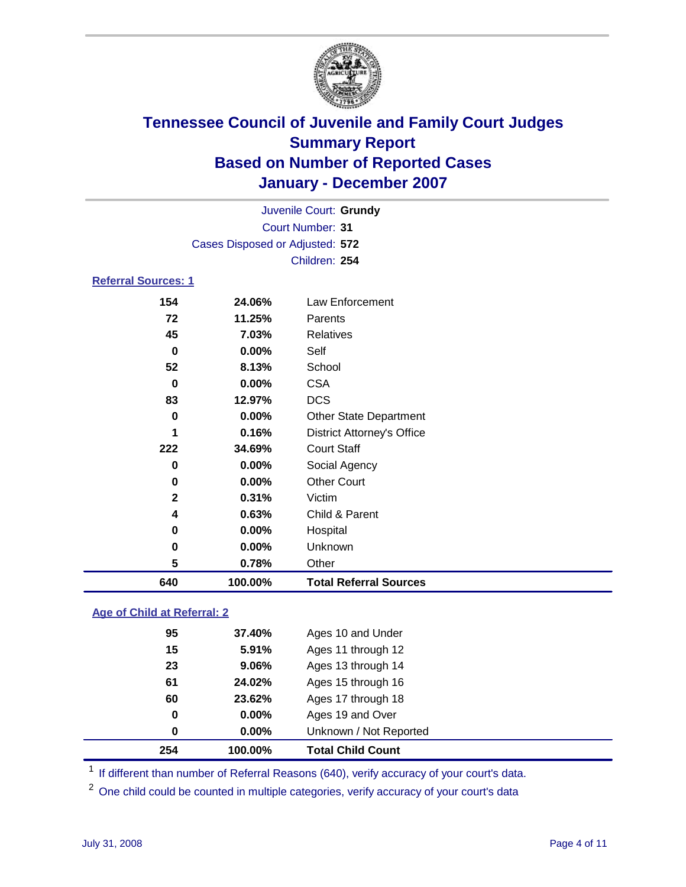# Tennessee Council of Juvenile and Family Court Judges
## Summary Report
## Based on Number of Reported Cases
## January - December 2007

Juvenile Court: **Grundy**

Court Number: **31**

Cases Disposed or Adjusted: **572**

Children: **254**

### Referral Sources: 1

| | | |
|---|---|---|
| 154 | 24.06% | Law Enforcement |
| 72 | 11.25% | Parents |
| 45 | 7.03% | Relatives |
| 0 | 0.00% | Self |
| 52 | 8.13% | School |
| 0 | 0.00% | CSA |
| 83 | 12.97% | DCS |
| 0 | 0.00% | Other State Department |
| 1 | 0.16% | District Attorney's Office |
| 222 | 34.69% | Court Staff |
| 0 | 0.00% | Social Agency |
| 0 | 0.00% | Other Court |
| 2 | 0.31% | Victim |
| 4 | 0.63% | Child & Parent |
| 0 | 0.00% | Hospital |
| 0 | 0.00% | Unknown |
| 5 | 0.78% | Other |
| **640** | **100.00%** | **Total Referral Sources** |

### Age of Child at Referral: 2

| | | |
|---|---|---|
| 95 | 37.40% | Ages 10 and Under |
| 15 | 5.91% | Ages 11 through 12 |
| 23 | 9.06% | Ages 13 through 14 |
| 61 | 24.02% | Ages 15 through 16 |
| 60 | 23.62% | Ages 17 through 18 |
| 0 | 0.00% | Ages 19 and Over |
| 0 | 0.00% | Unknown / Not Reported |
| **254** | **100.00%** | **Total Child Count** |

[1] If different than number of Referral Reasons (640), verify accuracy of your court's data.

[2] One child could be counted in multiple categories, verify accuracy of your court's data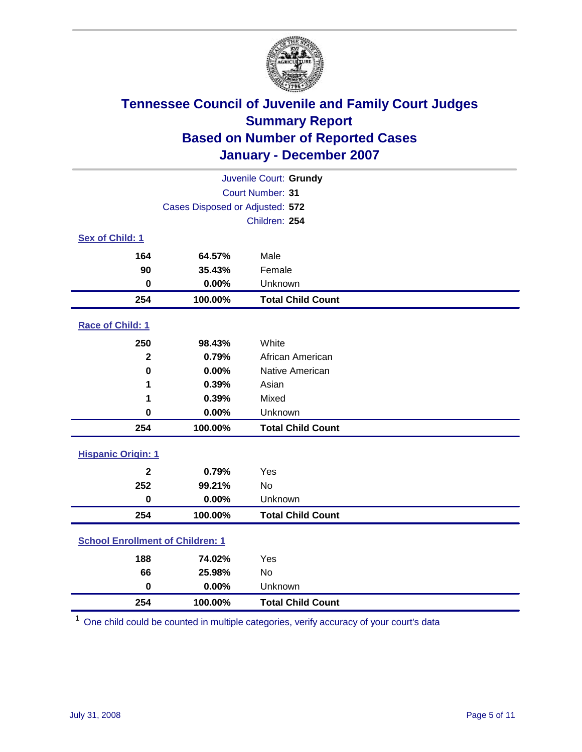# Tennessee Council of Juvenile and Family Court Judges
## Summary Report
## Based on Number of Reported Cases
## January - December 2007

Juvenile Court: **Grundy**
Court Number: **31**
Cases Disposed or Adjusted: **572**
Children: **254**

### Sex of Child: [1]

| | | |
|---|---|---|
| 164 | 64.57% | Male |
| 90 | 35.43% | Female |
| 0 | 0.00% | Unknown |
| **254** | **100.00%** | **Total Child Count** |

### Race of Child: [1]

| | | |
|---|---|---|
| 250 | 98.43% | White |
| 2 | 0.79% | African American |
| 0 | 0.00% | Native American |
| 1 | 0.39% | Asian |
| 1 | 0.39% | Mixed |
| 0 | 0.00% | Unknown |
| **254** | **100.00%** | **Total Child Count** |

### Hispanic Origin: [1]

| | | |
|---|---|---|
| 2 | 0.79% | Yes |
| 252 | 99.21% | No |
| 0 | 0.00% | Unknown |
| **254** | **100.00%** | **Total Child Count** |

### School Enrollment of Children: [1]

| | | |
|---|---|---|
| 188 | 74.02% | Yes |
| 66 | 25.98% | No |
| 0 | 0.00% | Unknown |
| **254** | **100.00%** | **Total Child Count** |

[1] One child could be counted in multiple categories, verify accuracy of your court's data

July 31, 2008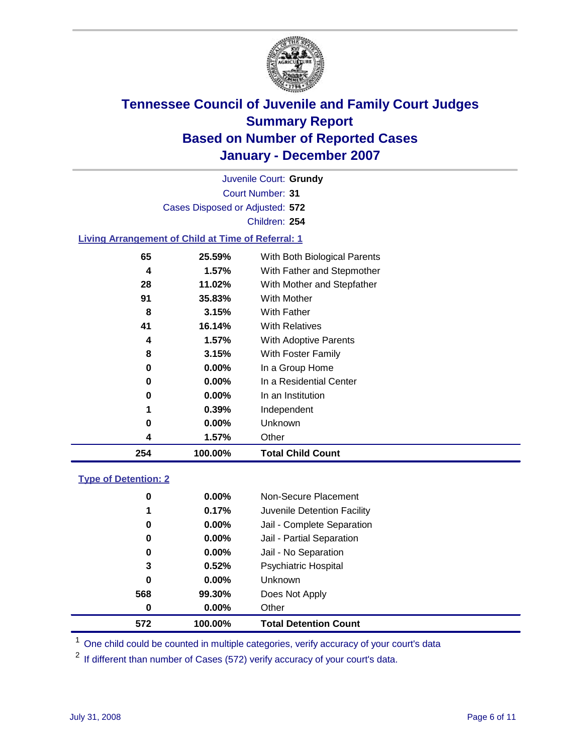# Tennessee Council of Juvenile and Family Court Judges
## Summary Report
## Based on Number of Reported Cases
## January - December 2007

Juvenile Court: **Grundy**

Court Number: **31**

Cases Disposed or Adjusted: **572**

Children: **254**

### Living Arrangement of Child at Time of Referral: 1

| Count | Percent | Category |
|---|---|---|
| 65 | 25.59% | With Both Biological Parents |
| 4 | 1.57% | With Father and Stepmother |
| 28 | 11.02% | With Mother and Stepfather |
| 91 | 35.83% | With Mother |
| 8 | 3.15% | With Father |
| 41 | 16.14% | With Relatives |
| 4 | 1.57% | With Adoptive Parents |
| 8 | 3.15% | With Foster Family |
| 0 | 0.00% | In a Group Home |
| 0 | 0.00% | In a Residential Center |
| 0 | 0.00% | In an Institution |
| 1 | 0.39% | Independent |
| 0 | 0.00% | Unknown |
| 4 | 1.57% | Other |
| **254** | **100.00%** | **Total Child Count** |

### Type of Detention: 2

| Count | Percent | Category |
|---|---|---|
| 0 | 0.00% | Non-Secure Placement |
| 1 | 0.17% | Juvenile Detention Facility |
| 0 | 0.00% | Jail - Complete Separation |
| 0 | 0.00% | Jail - Partial Separation |
| 0 | 0.00% | Jail - No Separation |
| 3 | 0.52% | Psychiatric Hospital |
| 0 | 0.00% | Unknown |
| 568 | 99.30% | Does Not Apply |
| 0 | 0.00% | Other |
| **572** | **100.00%** | **Total Detention Count** |

[1] One child could be counted in multiple categories, verify accuracy of your court's data

[2] If different than number of Cases (572) verify accuracy of your court's data.

July 31, 2008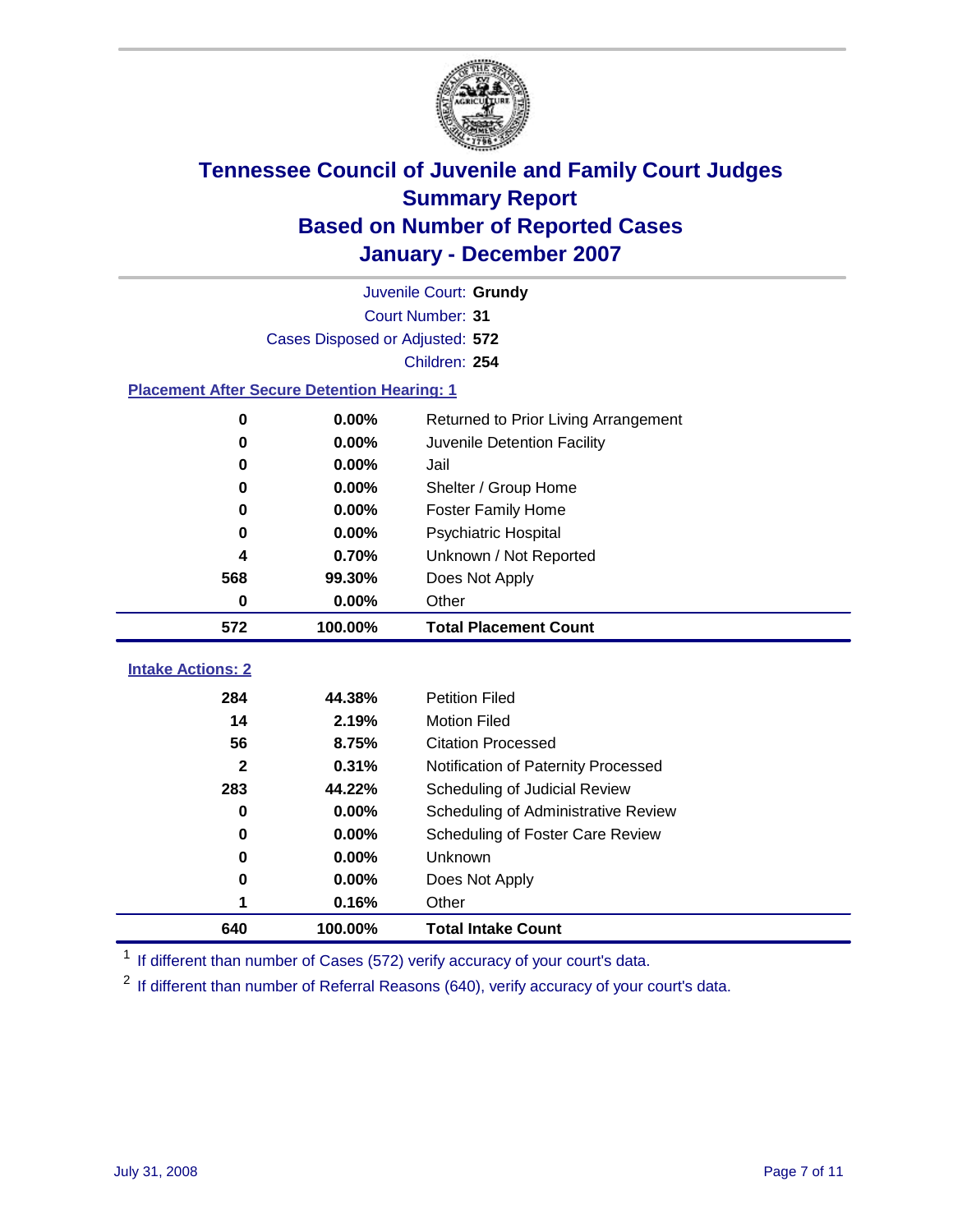# Tennessee Council of Juvenile and Family Court Judges
## Summary Report
## Based on Number of Reported Cases
## January - December 2007

Juvenile Court: **Grundy**

Court Number: **31**

Cases Disposed or Adjusted: **572**

Children: **254**

### Placement After Secure Detention Hearing: 1

| Count | Percent | Placement |
|---|---|---|
| 0 | 0.00% | Returned to Prior Living Arrangement |
| 0 | 0.00% | Juvenile Detention Facility |
| 0 | 0.00% | Jail |
| 0 | 0.00% | Shelter / Group Home |
| 0 | 0.00% | Foster Family Home |
| 0 | 0.00% | Psychiatric Hospital |
| 4 | 0.70% | Unknown / Not Reported |
| 568 | 99.30% | Does Not Apply |
| 0 | 0.00% | Other |
| **572** | **100.00%** | **Total Placement Count** |

### Intake Actions: 2

| Count | Percent | Intake Action |
|---|---|---|
| 284 | 44.38% | Petition Filed |
| 14 | 2.19% | Motion Filed |
| 56 | 8.75% | Citation Processed |
| 2 | 0.31% | Notification of Paternity Processed |
| 283 | 44.22% | Scheduling of Judicial Review |
| 0 | 0.00% | Scheduling of Administrative Review |
| 0 | 0.00% | Scheduling of Foster Care Review |
| 0 | 0.00% | Unknown |
| 0 | 0.00% | Does Not Apply |
| 1 | 0.16% | Other |
| **640** | **100.00%** | **Total Intake Count** |

[1] If different than number of Cases (572) verify accuracy of your court's data.

[2] If different than number of Referral Reasons (640), verify accuracy of your court's data.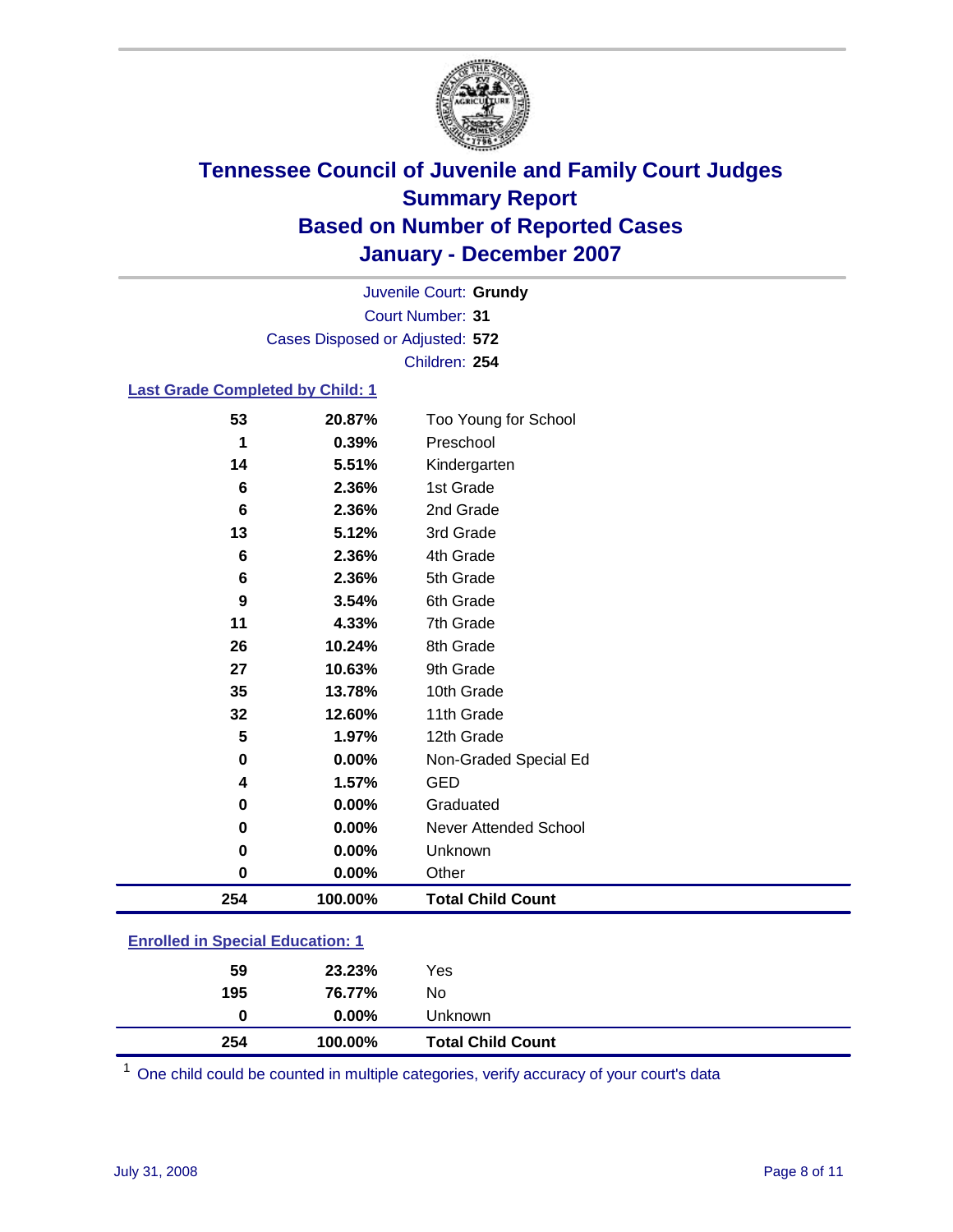# Tennessee Council of Juvenile and Family Court Judges
## Summary Report
## Based on Number of Reported Cases
## January - December 2007

Juvenile Court: **Grundy**
Court Number: **31**
Cases Disposed or Adjusted: **572**
Children: **254**

### Last Grade Completed by Child: 1

| Count | Percent | Category |
|---|---|---|
| 53 | 20.87% | Too Young for School |
| 1 | 0.39% | Preschool |
| 14 | 5.51% | Kindergarten |
| 6 | 2.36% | 1st Grade |
| 6 | 2.36% | 2nd Grade |
| 13 | 5.12% | 3rd Grade |
| 6 | 2.36% | 4th Grade |
| 6 | 2.36% | 5th Grade |
| 9 | 3.54% | 6th Grade |
| 11 | 4.33% | 7th Grade |
| 26 | 10.24% | 8th Grade |
| 27 | 10.63% | 9th Grade |
| 35 | 13.78% | 10th Grade |
| 32 | 12.60% | 11th Grade |
| 5 | 1.97% | 12th Grade |
| 0 | 0.00% | Non-Graded Special Ed |
| 4 | 1.57% | GED |
| 0 | 0.00% | Graduated |
| 0 | 0.00% | Never Attended School |
| 0 | 0.00% | Unknown |
| 0 | 0.00% | Other |
| **254** | **100.00%** | **Total Child Count** |

### Enrolled in Special Education: 1

| Count | Percent | Category |
|---|---|---|
| 59 | 23.23% | Yes |
| 195 | 76.77% | No |
| 0 | 0.00% | Unknown |
| **254** | **100.00%** | **Total Child Count** |

[1] One child could be counted in multiple categories, verify accuracy of your court's data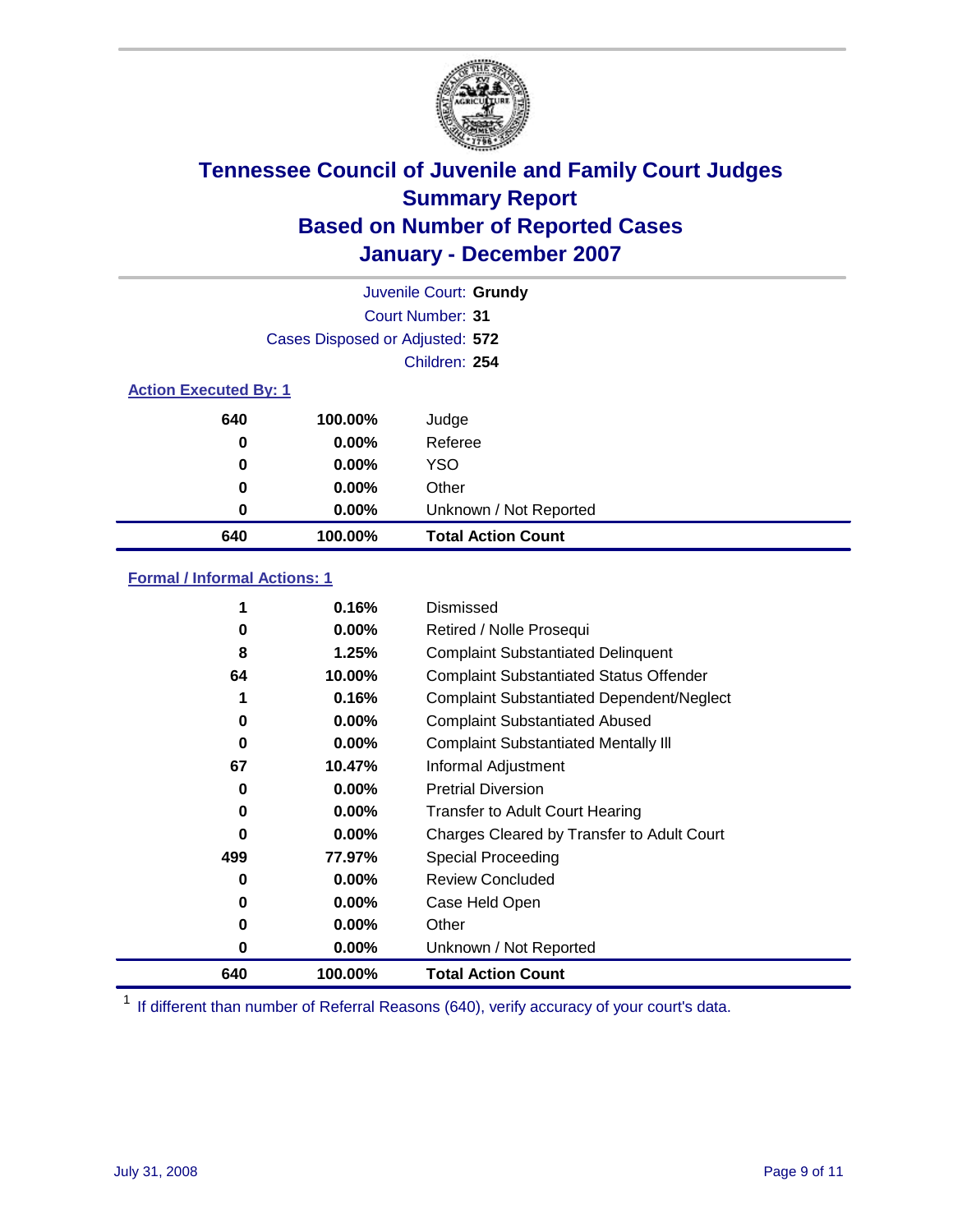# Tennessee Council of Juvenile and Family Court Judges
## Summary Report
## Based on Number of Reported Cases
## January - December 2007

Juvenile Court: **Grundy**
Court Number: **31**
Cases Disposed or Adjusted: **572**
Children: **254**

### Action Executed By: 1

| | | |
|---|---|---|
| **640** | **100.00%** | Judge |
| **0** | **0.00%** | Referee |
| **0** | **0.00%** | YSO |
| **0** | **0.00%** | Other |
| **0** | **0.00%** | Unknown / Not Reported |
| **640** | **100.00%** | **Total Action Count** |

### Formal / Informal Actions: 1

| | | |
|---|---|---|
| **1** | **0.16%** | Dismissed |
| **0** | **0.00%** | Retired / Nolle Prosequi |
| **8** | **1.25%** | Complaint Substantiated Delinquent |
| **64** | **10.00%** | Complaint Substantiated Status Offender |
| **1** | **0.16%** | Complaint Substantiated Dependent/Neglect |
| **0** | **0.00%** | Complaint Substantiated Abused |
| **0** | **0.00%** | Complaint Substantiated Mentally Ill |
| **67** | **10.47%** | Informal Adjustment |
| **0** | **0.00%** | Pretrial Diversion |
| **0** | **0.00%** | Transfer to Adult Court Hearing |
| **0** | **0.00%** | Charges Cleared by Transfer to Adult Court |
| **499** | **77.97%** | Special Proceeding |
| **0** | **0.00%** | Review Concluded |
| **0** | **0.00%** | Case Held Open |
| **0** | **0.00%** | Other |
| **0** | **0.00%** | Unknown / Not Reported |
| **640** | **100.00%** | **Total Action Count** |

[1] If different than number of Referral Reasons (640), verify accuracy of your court's data.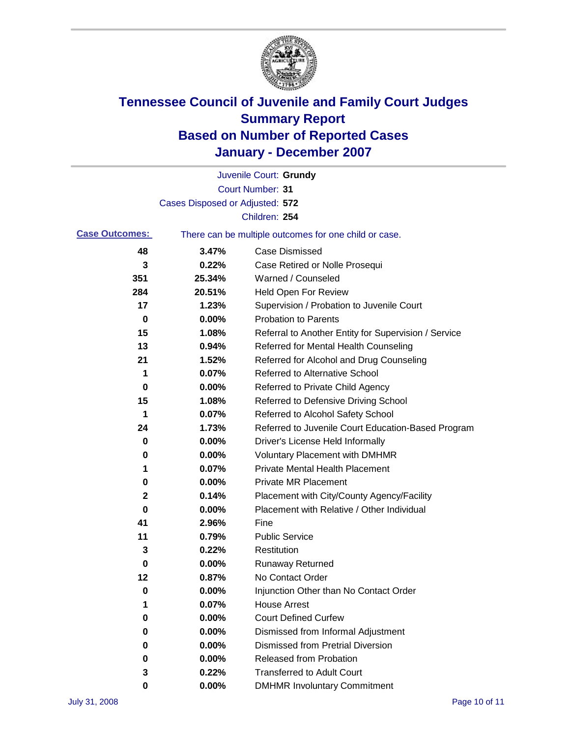# Tennessee Council of Juvenile and Family Court Judges
## Summary Report
## Based on Number of Reported Cases
## January - December 2007

Juvenile Court: **Grundy**
Court Number: **31**
Cases Disposed or Adjusted: **572**
Children: **254**

**Case Outcomes:** There can be multiple outcomes for one child or case.

| Count | Percent | Outcome |
|---|---|---|
| 48 | 3.47% | Case Dismissed |
| 3 | 0.22% | Case Retired or Nolle Prosequi |
| 351 | 25.34% | Warned / Counseled |
| 284 | 20.51% | Held Open For Review |
| 17 | 1.23% | Supervision / Probation to Juvenile Court |
| 0 | 0.00% | Probation to Parents |
| 15 | 1.08% | Referral to Another Entity for Supervision / Service |
| 13 | 0.94% | Referred for Mental Health Counseling |
| 21 | 1.52% | Referred for Alcohol and Drug Counseling |
| 1 | 0.07% | Referred to Alternative School |
| 0 | 0.00% | Referred to Private Child Agency |
| 15 | 1.08% | Referred to Defensive Driving School |
| 1 | 0.07% | Referred to Alcohol Safety School |
| 24 | 1.73% | Referred to Juvenile Court Education-Based Program |
| 0 | 0.00% | Driver's License Held Informally |
| 0 | 0.00% | Voluntary Placement with DMHMR |
| 1 | 0.07% | Private Mental Health Placement |
| 0 | 0.00% | Private MR Placement |
| 2 | 0.14% | Placement with City/County Agency/Facility |
| 0 | 0.00% | Placement with Relative / Other Individual |
| 41 | 2.96% | Fine |
| 11 | 0.79% | Public Service |
| 3 | 0.22% | Restitution |
| 0 | 0.00% | Runaway Returned |
| 12 | 0.87% | No Contact Order |
| 0 | 0.00% | Injunction Other than No Contact Order |
| 1 | 0.07% | House Arrest |
| 0 | 0.00% | Court Defined Curfew |
| 0 | 0.00% | Dismissed from Informal Adjustment |
| 0 | 0.00% | Dismissed from Pretrial Diversion |
| 0 | 0.00% | Released from Probation |
| 3 | 0.22% | Transferred to Adult Court |
| 0 | 0.00% | DMHMR Involuntary Commitment |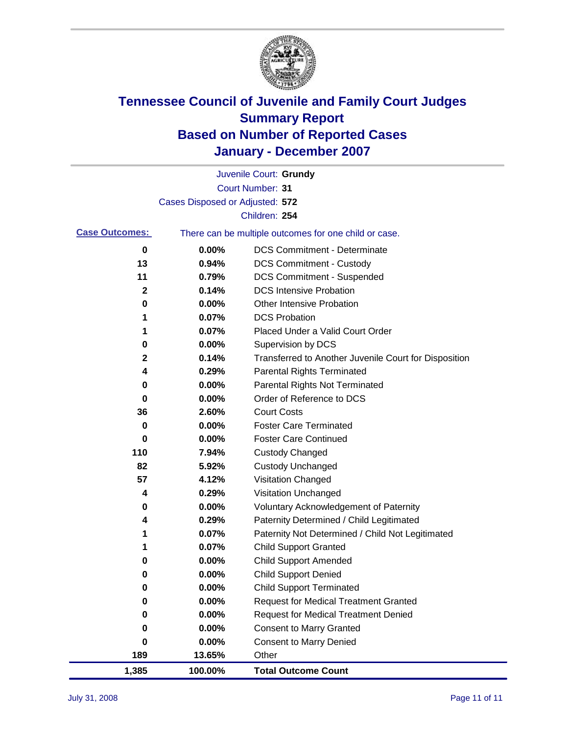# Tennessee Council of Juvenile and Family Court Judges
## Summary Report
## Based on Number of Reported Cases
## January - December 2007

Juvenile Court: **Grundy**

Court Number: **31**

Cases Disposed or Adjusted: **572**

Children: **254**

**Case Outcomes:** There can be multiple outcomes for one child or case.

| | | |
|---|---|---|
| 0 | 0.00% | DCS Commitment - Determinate |
| 13 | 0.94% | DCS Commitment - Custody |
| 11 | 0.79% | DCS Commitment - Suspended |
| 2 | 0.14% | DCS Intensive Probation |
| 0 | 0.00% | Other Intensive Probation |
| 1 | 0.07% | DCS Probation |
| 1 | 0.07% | Placed Under a Valid Court Order |
| 0 | 0.00% | Supervision by DCS |
| 2 | 0.14% | Transferred to Another Juvenile Court for Disposition |
| 4 | 0.29% | Parental Rights Terminated |
| 0 | 0.00% | Parental Rights Not Terminated |
| 0 | 0.00% | Order of Reference to DCS |
| 36 | 2.60% | Court Costs |
| 0 | 0.00% | Foster Care Terminated |
| 0 | 0.00% | Foster Care Continued |
| 110 | 7.94% | Custody Changed |
| 82 | 5.92% | Custody Unchanged |
| 57 | 4.12% | Visitation Changed |
| 4 | 0.29% | Visitation Unchanged |
| 0 | 0.00% | Voluntary Acknowledgement of Paternity |
| 4 | 0.29% | Paternity Determined / Child Legitimated |
| 1 | 0.07% | Paternity Not Determined / Child Not Legitimated |
| 1 | 0.07% | Child Support Granted |
| 0 | 0.00% | Child Support Amended |
| 0 | 0.00% | Child Support Denied |
| 0 | 0.00% | Child Support Terminated |
| 0 | 0.00% | Request for Medical Treatment Granted |
| 0 | 0.00% | Request for Medical Treatment Denied |
| 0 | 0.00% | Consent to Marry Granted |
| 0 | 0.00% | Consent to Marry Denied |
| 189 | 13.65% | Other |
| **1,385** | **100.00%** | **Total Outcome Count** |

July 31, 2008